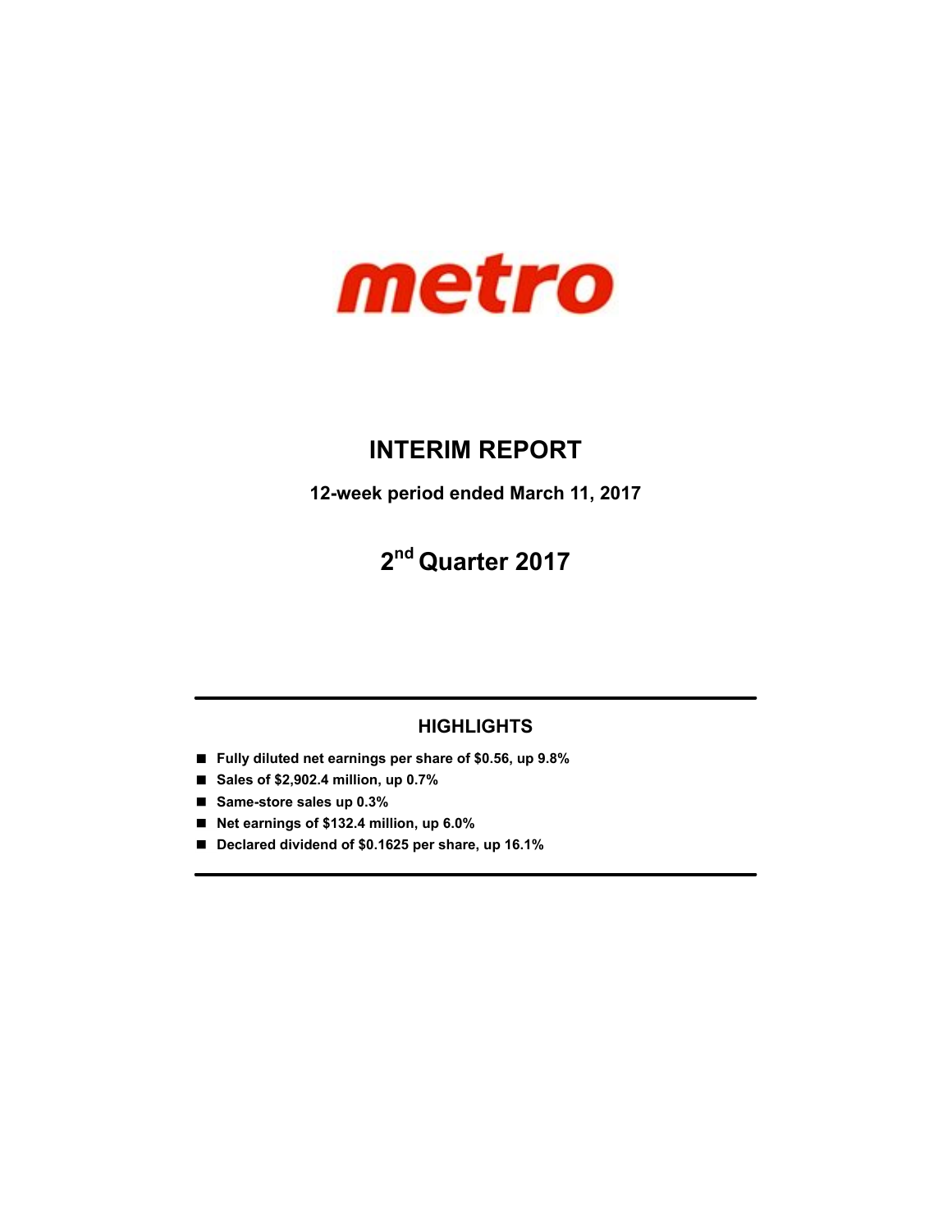metro

# INTERIM REPORT

**12-week period ended March 11, 2017**

# 2nd Quarter 2017

## HIGHLIGHTS

- **Fully diluted net earnings per share of $0.56, up 9.8%**
- **Sales of $2,902.4 million, up 0.7%**
- **Same-store sales up 0.3%**
- **Net earnings of $132.4 million, up 6.0%**
- **Declared dividend of $0.1625 per share, up 16.1%**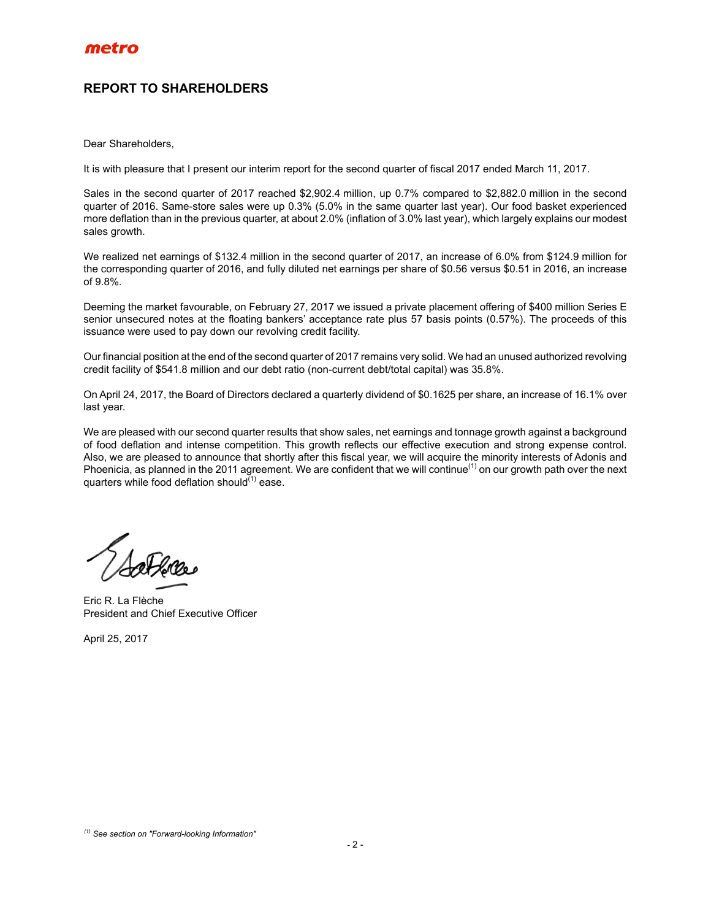## REPORT TO SHAREHOLDERS

Dear Shareholders,

It is with pleasure that I present our interim report for the second quarter of fiscal 2017 ended March 11, 2017.

Sales in the second quarter of 2017 reached $2,902.4 million, up 0.7% compared to $2,882.0 million in the second quarter of 2016. Same-store sales were up 0.3% (5.0% in the same quarter last year). Our food basket experienced more deflation than in the previous quarter, at about 2.0% (inflation of 3.0% last year), which largely explains our modest sales growth.

We realized net earnings of $132.4 million in the second quarter of 2017, an increase of 6.0% from $124.9 million for the corresponding quarter of 2016, and fully diluted net earnings per share of $0.56 versus $0.51 in 2016, an increase of 9.8%.

Deeming the market favourable, on February 27, 2017 we issued a private placement offering of $400 million Series E senior unsecured notes at the floating bankers' acceptance rate plus 57 basis points (0.57%). The proceeds of this issuance were used to pay down our revolving credit facility.

Our financial position at the end of the second quarter of 2017 remains very solid. We had an unused authorized revolving credit facility of $541.8 million and our debt ratio (non-current debt/total capital) was 35.8%.

On April 24, 2017, the Board of Directors declared a quarterly dividend of $0.1625 per share, an increase of 16.1% over last year.

We are pleased with our second quarter results that show sales, net earnings and tonnage growth against a background of food deflation and intense competition. This growth reflects our effective execution and strong expense control. Also, we are pleased to announce that shortly after this fiscal year, we will acquire the minority interests of Adonis and Phoenicia, as planned in the 2011 agreement. We are confident that we will continue[(1)] on our growth path over the next quarters while food deflation should[(1)] ease.

Eric R. La Flèche
President and Chief Executive Officer

April 25, 2017

*[(1)] See section on "Forward-looking Information"*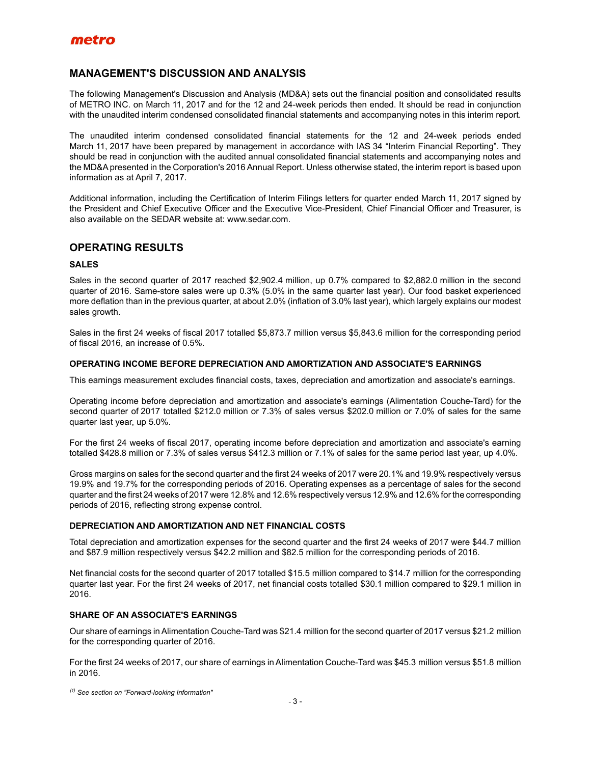## MANAGEMENT'S DISCUSSION AND ANALYSIS

The following Management's Discussion and Analysis (MD&A) sets out the financial position and consolidated results of METRO INC. on March 11, 2017 and for the 12 and 24-week periods then ended. It should be read in conjunction with the unaudited interim condensed consolidated financial statements and accompanying notes in this interim report.

The unaudited interim condensed consolidated financial statements for the 12 and 24-week periods ended March 11, 2017 have been prepared by management in accordance with IAS 34 "Interim Financial Reporting". They should be read in conjunction with the audited annual consolidated financial statements and accompanying notes and the MD&A presented in the Corporation's 2016 Annual Report. Unless otherwise stated, the interim report is based upon information as at April 7, 2017.

Additional information, including the Certification of Interim Filings letters for quarter ended March 11, 2017 signed by the President and Chief Executive Officer and the Executive Vice-President, Chief Financial Officer and Treasurer, is also available on the SEDAR website at: www.sedar.com.

## OPERATING RESULTS

### SALES

Sales in the second quarter of 2017 reached $2,902.4 million, up 0.7% compared to $2,882.0 million in the second quarter of 2016. Same-store sales were up 0.3% (5.0% in the same quarter last year). Our food basket experienced more deflation than in the previous quarter, at about 2.0% (inflation of 3.0% last year), which largely explains our modest sales growth.

Sales in the first 24 weeks of fiscal 2017 totalled $5,873.7 million versus $5,843.6 million for the corresponding period of fiscal 2016, an increase of 0.5%.

### OPERATING INCOME BEFORE DEPRECIATION AND AMORTIZATION AND ASSOCIATE'S EARNINGS

This earnings measurement excludes financial costs, taxes, depreciation and amortization and associate's earnings.

Operating income before depreciation and amortization and associate's earnings (Alimentation Couche-Tard) for the second quarter of 2017 totalled $212.0 million or 7.3% of sales versus $202.0 million or 7.0% of sales for the same quarter last year, up 5.0%.

For the first 24 weeks of fiscal 2017, operating income before depreciation and amortization and associate's earning totalled $428.8 million or 7.3% of sales versus $412.3 million or 7.1% of sales for the same period last year, up 4.0%.

Gross margins on sales for the second quarter and the first 24 weeks of 2017 were 20.1% and 19.9% respectively versus 19.9% and 19.7% for the corresponding periods of 2016. Operating expenses as a percentage of sales for the second quarter and the first 24 weeks of 2017 were 12.8% and 12.6% respectively versus 12.9% and 12.6% for the corresponding periods of 2016, reflecting strong expense control.

### DEPRECIATION AND AMORTIZATION AND NET FINANCIAL COSTS

Total depreciation and amortization expenses for the second quarter and the first 24 weeks of 2017 were $44.7 million and $87.9 million respectively versus $42.2 million and $82.5 million for the corresponding periods of 2016.

Net financial costs for the second quarter of 2017 totalled $15.5 million compared to $14.7 million for the corresponding quarter last year. For the first 24 weeks of 2017, net financial costs totalled $30.1 million compared to $29.1 million in 2016.

### SHARE OF AN ASSOCIATE'S EARNINGS

Our share of earnings in Alimentation Couche-Tard was $21.4 million for the second quarter of 2017 versus $21.2 million for the corresponding quarter of 2016.

For the first 24 weeks of 2017, our share of earnings in Alimentation Couche-Tard was $45.3 million versus $51.8 million in 2016.

*(1) See section on "Forward-looking Information"*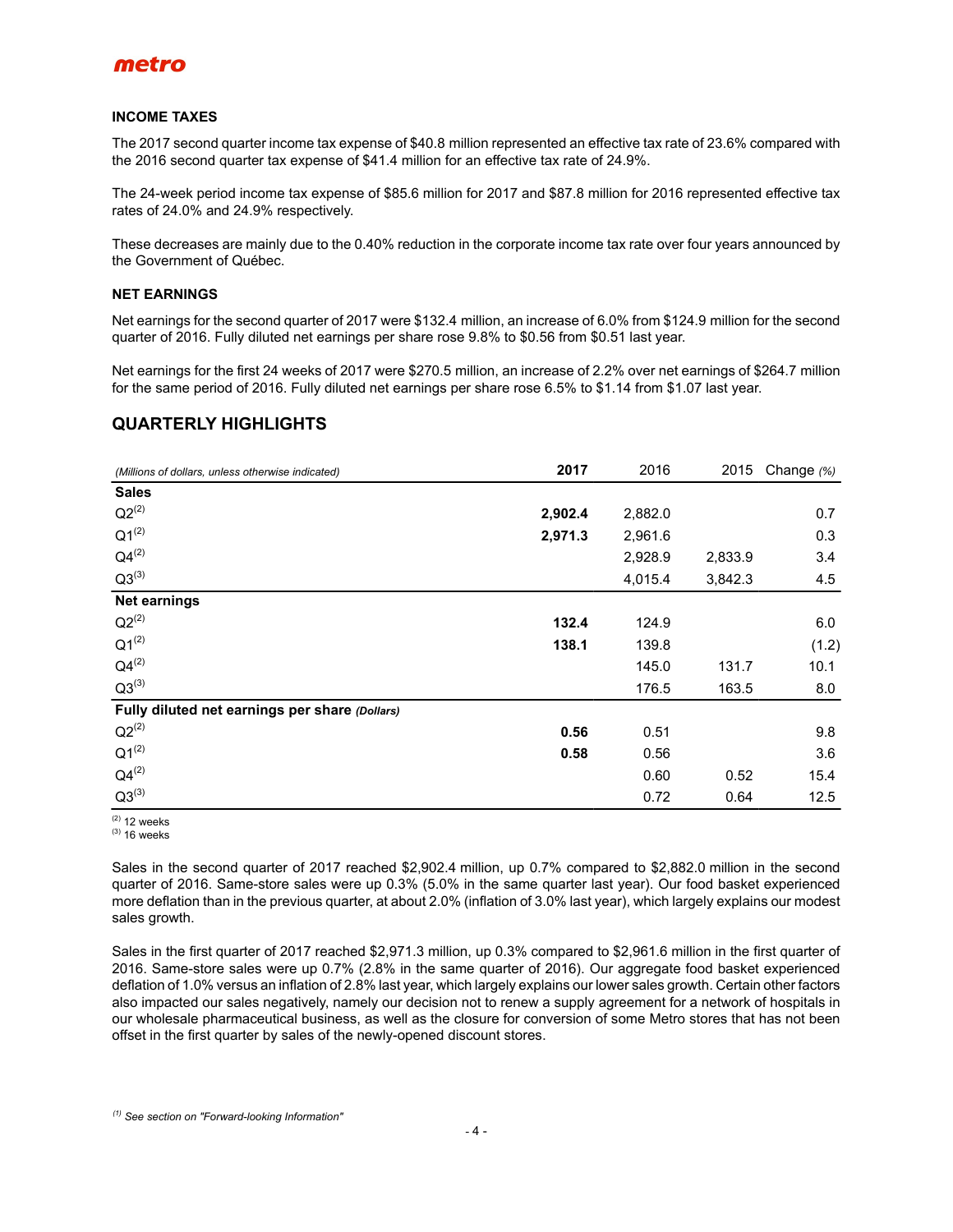### INCOME TAXES

The 2017 second quarter income tax expense of $40.8 million represented an effective tax rate of 23.6% compared with the 2016 second quarter tax expense of $41.4 million for an effective tax rate of 24.9%.

The 24-week period income tax expense of $85.6 million for 2017 and $87.8 million for 2016 represented effective tax rates of 24.0% and 24.9% respectively.

These decreases are mainly due to the 0.40% reduction in the corporate income tax rate over four years announced by the Government of Québec.

### NET EARNINGS

Net earnings for the second quarter of 2017 were $132.4 million, an increase of 6.0% from $124.9 million for the second quarter of 2016. Fully diluted net earnings per share rose 9.8% to $0.56 from $0.51 last year.

Net earnings for the first 24 weeks of 2017 were $270.5 million, an increase of 2.2% over net earnings of $264.7 million for the same period of 2016. Fully diluted net earnings per share rose 6.5% to $1.14 from $1.07 last year.

## QUARTERLY HIGHLIGHTS

| *(Millions of dollars, unless otherwise indicated)* | **2017** | 2016 | 2015 | Change *(%)* |
|---|---|---|---|---|
| **Sales** | | | | |
| Q2[(2)] | **2,902.4** | 2,882.0 | | 0.7 |
| Q1[(2)] | **2,971.3** | 2,961.6 | | 0.3 |
| Q4[(2)] | | 2,928.9 | 2,833.9 | 3.4 |
| Q3[(3)] | | 4,015.4 | 3,842.3 | 4.5 |
| **Net earnings** | | | | |
| Q2[(2)] | **132.4** | 124.9 | | 6.0 |
| Q1[(2)] | **138.1** | 139.8 | | (1.2) |
| Q4[(2)] | | 145.0 | 131.7 | 10.1 |
| Q3[(3)] | | 176.5 | 163.5 | 8.0 |
| **Fully diluted net earnings per share** *(Dollars)* | | | | |
| Q2[(2)] | **0.56** | 0.51 | | 9.8 |
| Q1[(2)] | **0.58** | 0.56 | | 3.6 |
| Q4[(2)] | | 0.60 | 0.52 | 15.4 |
| Q3[(3)] | | 0.72 | 0.64 | 12.5 |

[(2)] 12 weeks
[(3)] 16 weeks

Sales in the second quarter of 2017 reached $2,902.4 million, up 0.7% compared to $2,882.0 million in the second quarter of 2016. Same-store sales were up 0.3% (5.0% in the same quarter last year). Our food basket experienced more deflation than in the previous quarter, at about 2.0% (inflation of 3.0% last year), which largely explains our modest sales growth.

Sales in the first quarter of 2017 reached $2,971.3 million, up 0.3% compared to $2,961.6 million in the first quarter of 2016. Same-store sales were up 0.7% (2.8% in the same quarter of 2016). Our aggregate food basket experienced deflation of 1.0% versus an inflation of 2.8% last year, which largely explains our lower sales growth. Certain other factors also impacted our sales negatively, namely our decision not to renew a supply agreement for a network of hospitals in our wholesale pharmaceutical business, as well as the closure for conversion of some Metro stores that has not been offset in the first quarter by sales of the newly-opened discount stores.

[(1)] *See section on "Forward-looking Information"*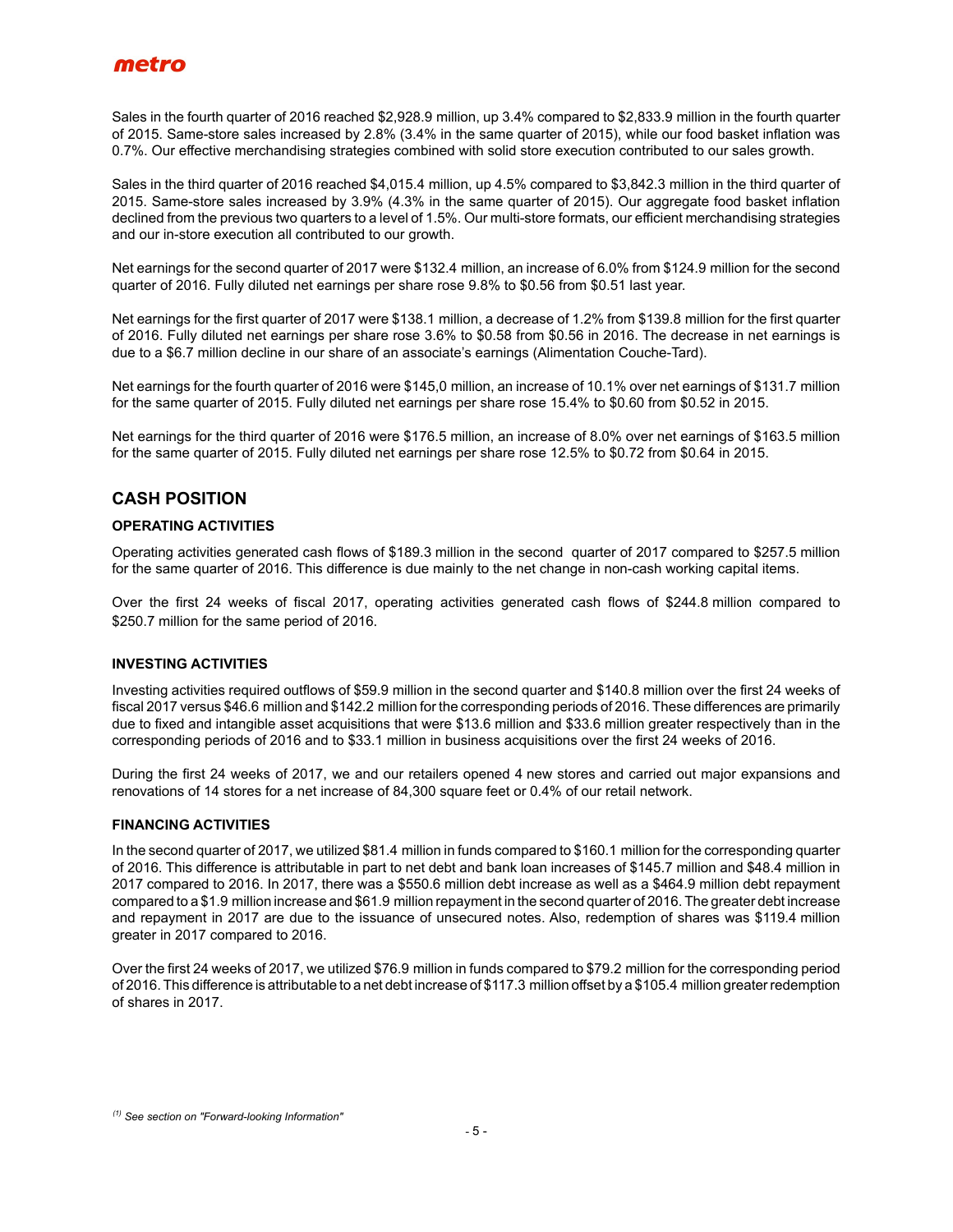Sales in the fourth quarter of 2016 reached $2,928.9 million, up 3.4% compared to $2,833.9 million in the fourth quarter of 2015. Same-store sales increased by 2.8% (3.4% in the same quarter of 2015), while our food basket inflation was 0.7%. Our effective merchandising strategies combined with solid store execution contributed to our sales growth.

Sales in the third quarter of 2016 reached $4,015.4 million, up 4.5% compared to $3,842.3 million in the third quarter of 2015. Same-store sales increased by 3.9% (4.3% in the same quarter of 2015). Our aggregate food basket inflation declined from the previous two quarters to a level of 1.5%. Our multi-store formats, our efficient merchandising strategies and our in-store execution all contributed to our growth.

Net earnings for the second quarter of 2017 were $132.4 million, an increase of 6.0% from $124.9 million for the second quarter of 2016. Fully diluted net earnings per share rose 9.8% to $0.56 from $0.51 last year.

Net earnings for the first quarter of 2017 were $138.1 million, a decrease of 1.2% from $139.8 million for the first quarter of 2016. Fully diluted net earnings per share rose 3.6% to $0.58 from $0.56 in 2016. The decrease in net earnings is due to a $6.7 million decline in our share of an associate's earnings (Alimentation Couche-Tard).

Net earnings for the fourth quarter of 2016 were $145,0 million, an increase of 10.1% over net earnings of $131.7 million for the same quarter of 2015. Fully diluted net earnings per share rose 15.4% to $0.60 from $0.52 in 2015.

Net earnings for the third quarter of 2016 were $176.5 million, an increase of 8.0% over net earnings of $163.5 million for the same quarter of 2015. Fully diluted net earnings per share rose 12.5% to $0.72 from $0.64 in 2015.

## CASH POSITION

### OPERATING ACTIVITIES

Operating activities generated cash flows of $189.3 million in the second quarter of 2017 compared to $257.5 million for the same quarter of 2016. This difference is due mainly to the net change in non-cash working capital items.

Over the first 24 weeks of fiscal 2017, operating activities generated cash flows of $244.8 million compared to $250.7 million for the same period of 2016.

### INVESTING ACTIVITIES

Investing activities required outflows of $59.9 million in the second quarter and $140.8 million over the first 24 weeks of fiscal 2017 versus $46.6 million and $142.2 million for the corresponding periods of 2016. These differences are primarily due to fixed and intangible asset acquisitions that were $13.6 million and $33.6 million greater respectively than in the corresponding periods of 2016 and to $33.1 million in business acquisitions over the first 24 weeks of 2016.

During the first 24 weeks of 2017, we and our retailers opened 4 new stores and carried out major expansions and renovations of 14 stores for a net increase of 84,300 square feet or 0.4% of our retail network.

### FINANCING ACTIVITIES

In the second quarter of 2017, we utilized $81.4 million in funds compared to $160.1 million for the corresponding quarter of 2016. This difference is attributable in part to net debt and bank loan increases of $145.7 million and $48.4 million in 2017 compared to 2016. In 2017, there was a $550.6 million debt increase as well as a $464.9 million debt repayment compared to a $1.9 million increase and $61.9 million repayment in the second quarter of 2016. The greater debt increase and repayment in 2017 are due to the issuance of unsecured notes. Also, redemption of shares was $119.4 million greater in 2017 compared to 2016.

Over the first 24 weeks of 2017, we utilized $76.9 million in funds compared to $79.2 million for the corresponding period of 2016. This difference is attributable to a net debt increase of $117.3 million offset by a $105.4 million greater redemption of shares in 2017.

*(1) See section on "Forward-looking Information"*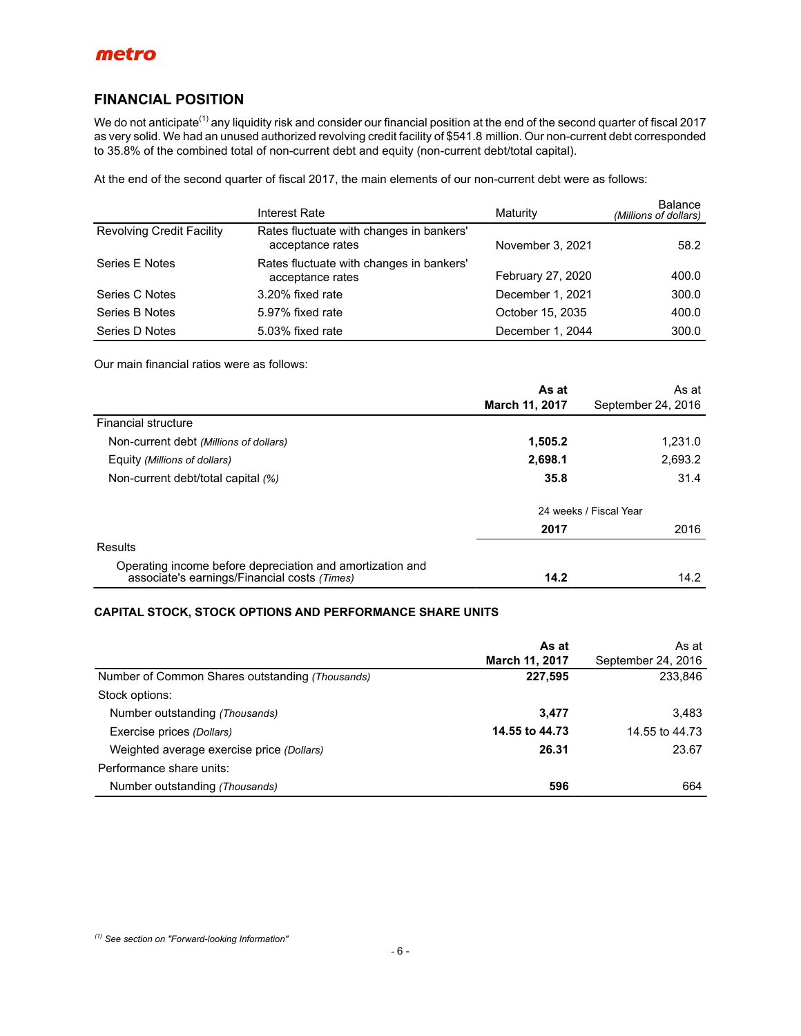## FINANCIAL POSITION

We do not anticipate[(1)] any liquidity risk and consider our financial position at the end of the second quarter of fiscal 2017 as very solid. We had an unused authorized revolving credit facility of $541.8 million. Our non-current debt corresponded to 35.8% of the combined total of non-current debt and equity (non-current debt/total capital).

At the end of the second quarter of fiscal 2017, the main elements of our non-current debt were as follows:

| | Interest Rate | Maturity | Balance *(Millions of dollars)* |
|---|---|---|---|
| Revolving Credit Facility | Rates fluctuate with changes in bankers' acceptance rates | November 3, 2021 | 58.2 |
| Series E Notes | Rates fluctuate with changes in bankers' acceptance rates | February 27, 2020 | 400.0 |
| Series C Notes | 3.20% fixed rate | December 1, 2021 | 300.0 |
| Series B Notes | 5.97% fixed rate | October 15, 2035 | 400.0 |
| Series D Notes | 5.03% fixed rate | December 1, 2044 | 300.0 |

Our main financial ratios were as follows:

| | **As at March 11, 2017** | As at September 24, 2016 |
|---|---|---|
| Financial structure | | |
| Non-current debt *(Millions of dollars)* | **1,505.2** | 1,231.0 |
| Equity *(Millions of dollars)* | **2,698.1** | 2,693.2 |
| Non-current debt/total capital *(%)* | **35.8** | 31.4 |
| | 24 weeks / Fiscal Year | |
| | **2017** | 2016 |
| Results | | |
| Operating income before depreciation and amortization and associate's earnings/Financial costs *(Times)* | **14.2** | 14.2 |

### CAPITAL STOCK, STOCK OPTIONS AND PERFORMANCE SHARE UNITS

| | **As at March 11, 2017** | As at September 24, 2016 |
|---|---|---|
| Number of Common Shares outstanding *(Thousands)* | **227,595** | 233,846 |
| Stock options: | | |
| Number outstanding *(Thousands)* | **3,477** | 3,483 |
| Exercise prices *(Dollars)* | **14.55 to 44.73** | 14.55 to 44.73 |
| Weighted average exercise price *(Dollars)* | **26.31** | 23.67 |
| Performance share units: | | |
| Number outstanding *(Thousands)* | **596** | 664 |

[(1)] *See section on "Forward-looking Information"*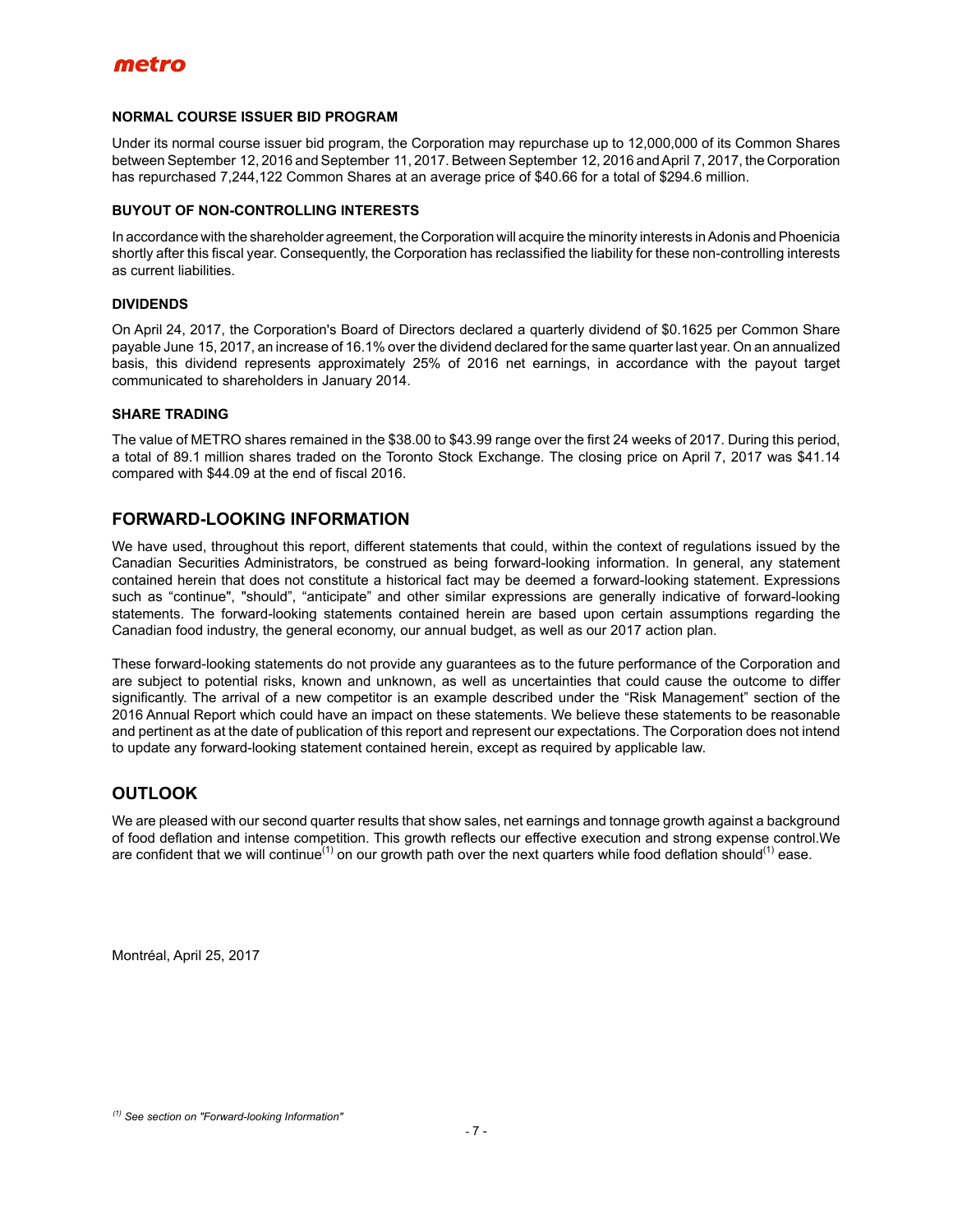### NORMAL COURSE ISSUER BID PROGRAM

Under its normal course issuer bid program, the Corporation may repurchase up to 12,000,000 of its Common Shares between September 12, 2016 and September 11, 2017. Between September 12, 2016 and April 7, 2017, the Corporation has repurchased 7,244,122 Common Shares at an average price of $40.66 for a total of $294.6 million.

### BUYOUT OF NON-CONTROLLING INTERESTS

In accordance with the shareholder agreement, the Corporation will acquire the minority interests in Adonis and Phoenicia shortly after this fiscal year. Consequently, the Corporation has reclassified the liability for these non-controlling interests as current liabilities.

### DIVIDENDS

On April 24, 2017, the Corporation's Board of Directors declared a quarterly dividend of $0.1625 per Common Share payable June 15, 2017, an increase of 16.1% over the dividend declared for the same quarter last year. On an annualized basis, this dividend represents approximately 25% of 2016 net earnings, in accordance with the payout target communicated to shareholders in January 2014.

### SHARE TRADING

The value of METRO shares remained in the $38.00 to $43.99 range over the first 24 weeks of 2017. During this period, a total of 89.1 million shares traded on the Toronto Stock Exchange. The closing price on April 7, 2017 was $41.14 compared with $44.09 at the end of fiscal 2016.

## FORWARD-LOOKING INFORMATION

We have used, throughout this report, different statements that could, within the context of regulations issued by the Canadian Securities Administrators, be construed as being forward-looking information. In general, any statement contained herein that does not constitute a historical fact may be deemed a forward-looking statement. Expressions such as “continue", "should", “anticipate” and other similar expressions are generally indicative of forward-looking statements. The forward-looking statements contained herein are based upon certain assumptions regarding the Canadian food industry, the general economy, our annual budget, as well as our 2017 action plan.

These forward-looking statements do not provide any guarantees as to the future performance of the Corporation and are subject to potential risks, known and unknown, as well as uncertainties that could cause the outcome to differ significantly. The arrival of a new competitor is an example described under the “Risk Management” section of the 2016 Annual Report which could have an impact on these statements. We believe these statements to be reasonable and pertinent as at the date of publication of this report and represent our expectations. The Corporation does not intend to update any forward-looking statement contained herein, except as required by applicable law.

## OUTLOOK

We are pleased with our second quarter results that show sales, net earnings and tonnage growth against a background of food deflation and intense competition. This growth reflects our effective execution and strong expense control.We are confident that we will continue[1] on our growth path over the next quarters while food deflation should[1] ease.

Montréal, April 25, 2017

*[1] See section on "Forward-looking Information"*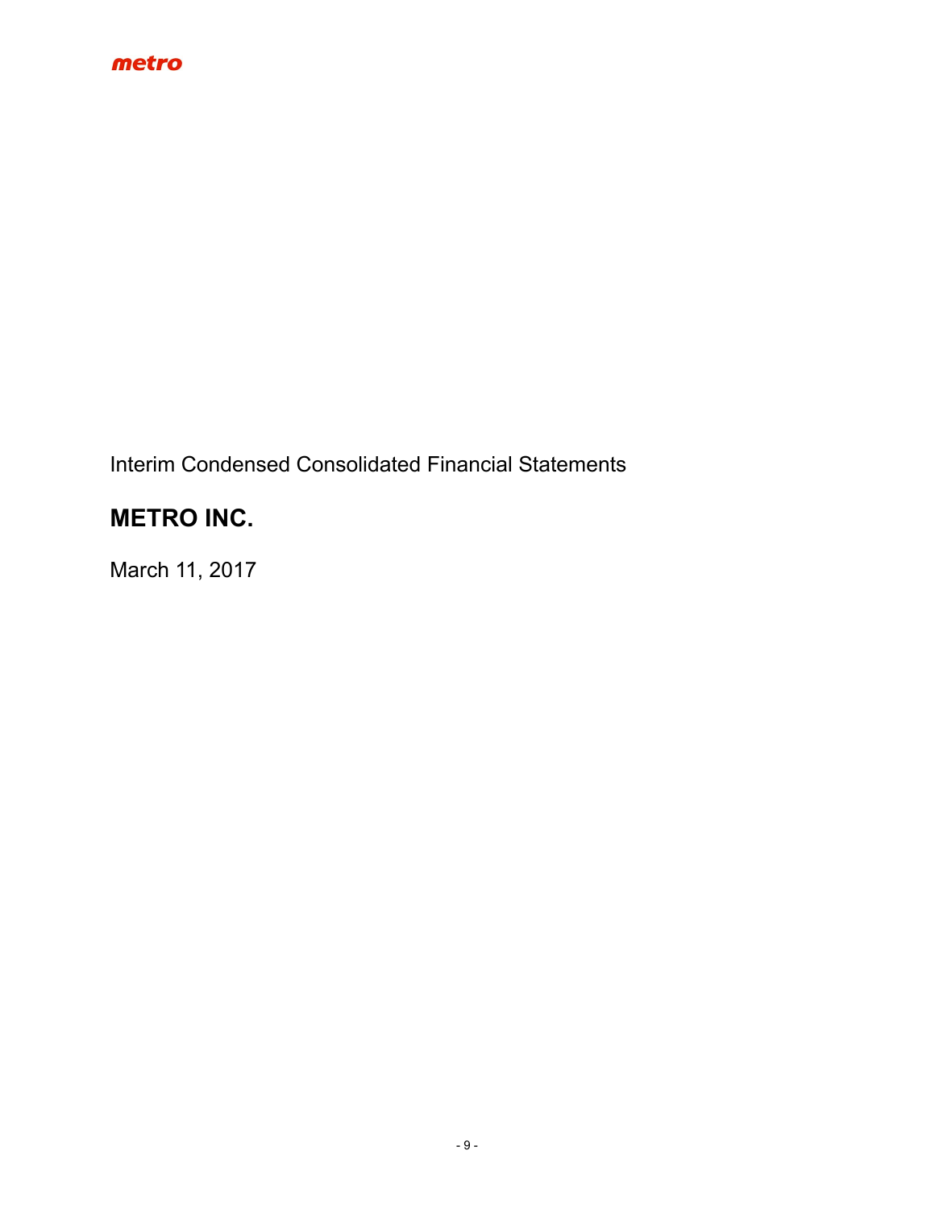metro

Interim Condensed Consolidated Financial Statements

# METRO INC.

March 11, 2017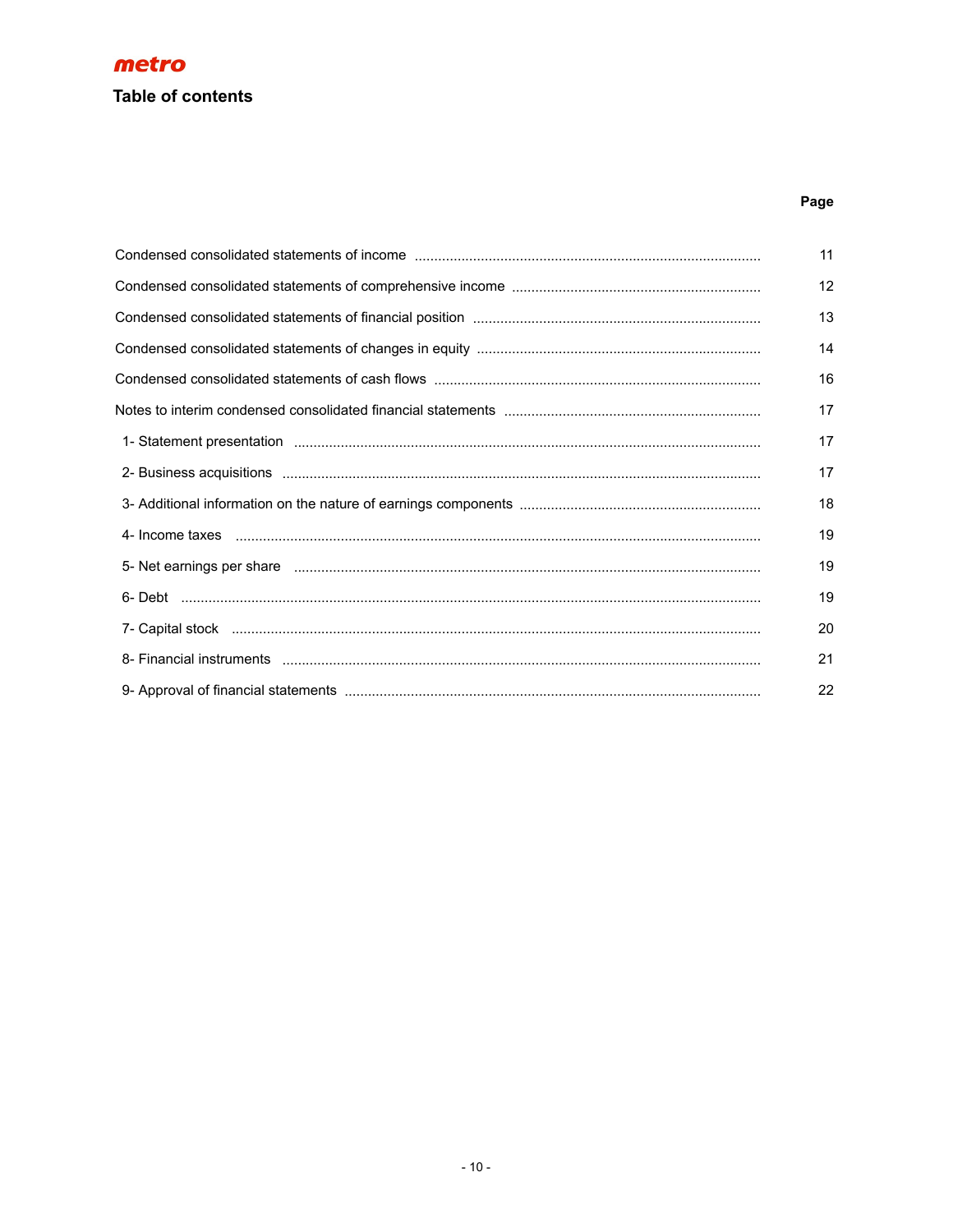metro

# Table of contents

| | Page |
|---|---|
| Condensed consolidated statements of income | 11 |
| Condensed consolidated statements of comprehensive income | 12 |
| Condensed consolidated statements of financial position | 13 |
| Condensed consolidated statements of changes in equity | 14 |
| Condensed consolidated statements of cash flows | 16 |
| Notes to interim condensed consolidated financial statements | 17 |
| 1- Statement presentation | 17 |
| 2- Business acquisitions | 17 |
| 3- Additional information on the nature of earnings components | 18 |
| 4- Income taxes | 19 |
| 5- Net earnings per share | 19 |
| 6- Debt | 19 |
| 7- Capital stock | 20 |
| 8- Financial instruments | 21 |
| 9- Approval of financial statements | 22 |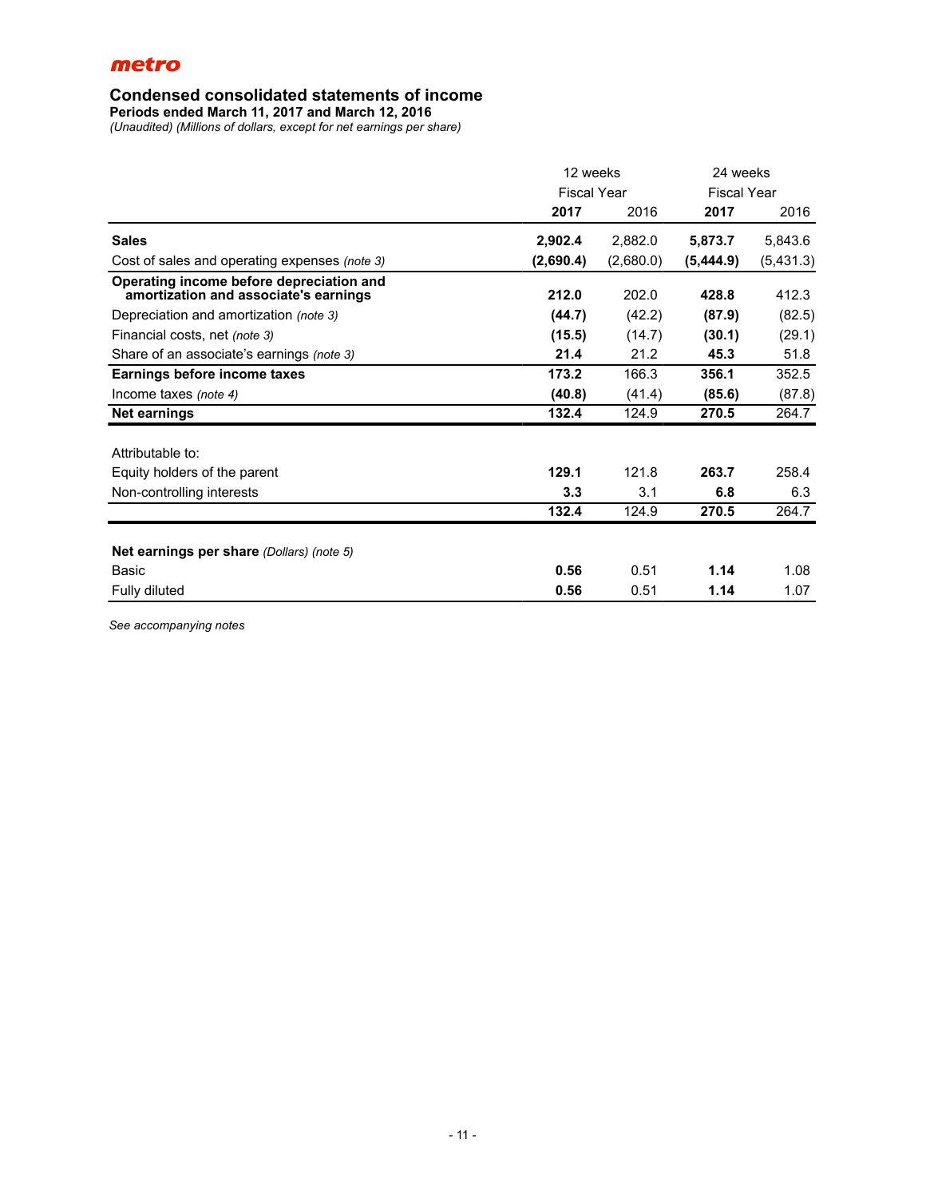metro

# Condensed consolidated statements of income

**Periods ended March 11, 2017 and March 12, 2016**

*(Unaudited) (Millions of dollars, except for net earnings per share)*

| | 12 weeks | | 24 weeks | |
|---|---|---|---|---|
| | Fiscal Year | | Fiscal Year | |
| | **2017** | 2016 | **2017** | 2016 |
| **Sales** | **2,902.4** | 2,882.0 | **5,873.7** | 5,843.6 |
| Cost of sales and operating expenses *(note 3)* | **(2,690.4)** | (2,680.0) | **(5,444.9)** | (5,431.3) |
| **Operating income before depreciation and amortization and associate's earnings** | **212.0** | 202.0 | **428.8** | 412.3 |
| Depreciation and amortization *(note 3)* | **(44.7)** | (42.2) | **(87.9)** | (82.5) |
| Financial costs, net *(note 3)* | **(15.5)** | (14.7) | **(30.1)** | (29.1) |
| Share of an associate's earnings *(note 3)* | **21.4** | 21.2 | **45.3** | 51.8 |
| **Earnings before income taxes** | **173.2** | 166.3 | **356.1** | 352.5 |
| Income taxes *(note 4)* | **(40.8)** | (41.4) | **(85.6)** | (87.8) |
| **Net earnings** | **132.4** | 124.9 | **270.5** | 264.7 |
| | | | | |
| Attributable to: | | | | |
| Equity holders of the parent | **129.1** | 121.8 | **263.7** | 258.4 |
| Non-controlling interests | **3.3** | 3.1 | **6.8** | 6.3 |
| | **132.4** | 124.9 | **270.5** | 264.7 |
| | | | | |
| **Net earnings per share** *(Dollars) (note 5)* | | | | |
| Basic | **0.56** | 0.51 | **1.14** | 1.08 |
| Fully diluted | **0.56** | 0.51 | **1.14** | 1.07 |

*See accompanying notes*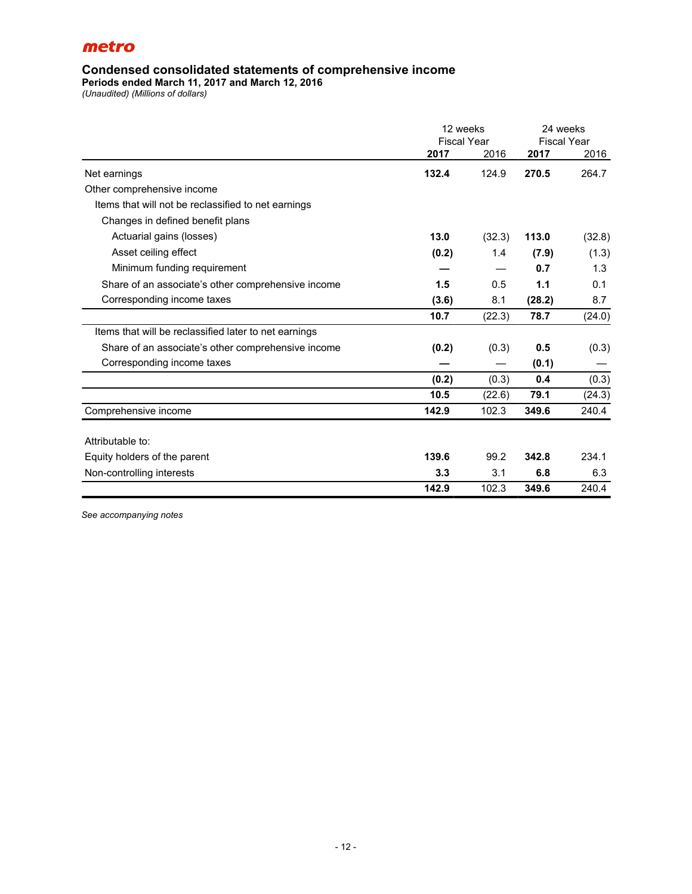metro

## Condensed consolidated statements of comprehensive income

**Periods ended March 11, 2017 and March 12, 2016**

*(Unaudited) (Millions of dollars)*

| | 12 weeks Fiscal Year | | 24 weeks Fiscal Year | |
|---|---|---|---|---|
| | **2017** | 2016 | **2017** | 2016 |
| Net earnings | **132.4** | 124.9 | **270.5** | 264.7 |
| Other comprehensive income | | | | |
| Items that will not be reclassified to net earnings | | | | |
| Changes in defined benefit plans | | | | |
| Actuarial gains (losses) | **13.0** | (32.3) | **113.0** | (32.8) |
| Asset ceiling effect | **(0.2)** | 1.4 | **(7.9)** | (1.3) |
| Minimum funding requirement | **—** | — | **0.7** | 1.3 |
| Share of an associate's other comprehensive income | **1.5** | 0.5 | **1.1** | 0.1 |
| Corresponding income taxes | **(3.6)** | 8.1 | **(28.2)** | 8.7 |
| | **10.7** | (22.3) | **78.7** | (24.0) |
| Items that will be reclassified later to net earnings | | | | |
| Share of an associate's other comprehensive income | **(0.2)** | (0.3) | **0.5** | (0.3) |
| Corresponding income taxes | **—** | — | **(0.1)** | — |
| | **(0.2)** | (0.3) | **0.4** | (0.3) |
| | **10.5** | (22.6) | **79.1** | (24.3) |
| Comprehensive income | **142.9** | 102.3 | **349.6** | 240.4 |
| | | | | |
| Attributable to: | | | | |
| Equity holders of the parent | **139.6** | 99.2 | **342.8** | 234.1 |
| Non-controlling interests | **3.3** | 3.1 | **6.8** | 6.3 |
| | **142.9** | 102.3 | **349.6** | 240.4 |

*See accompanying notes*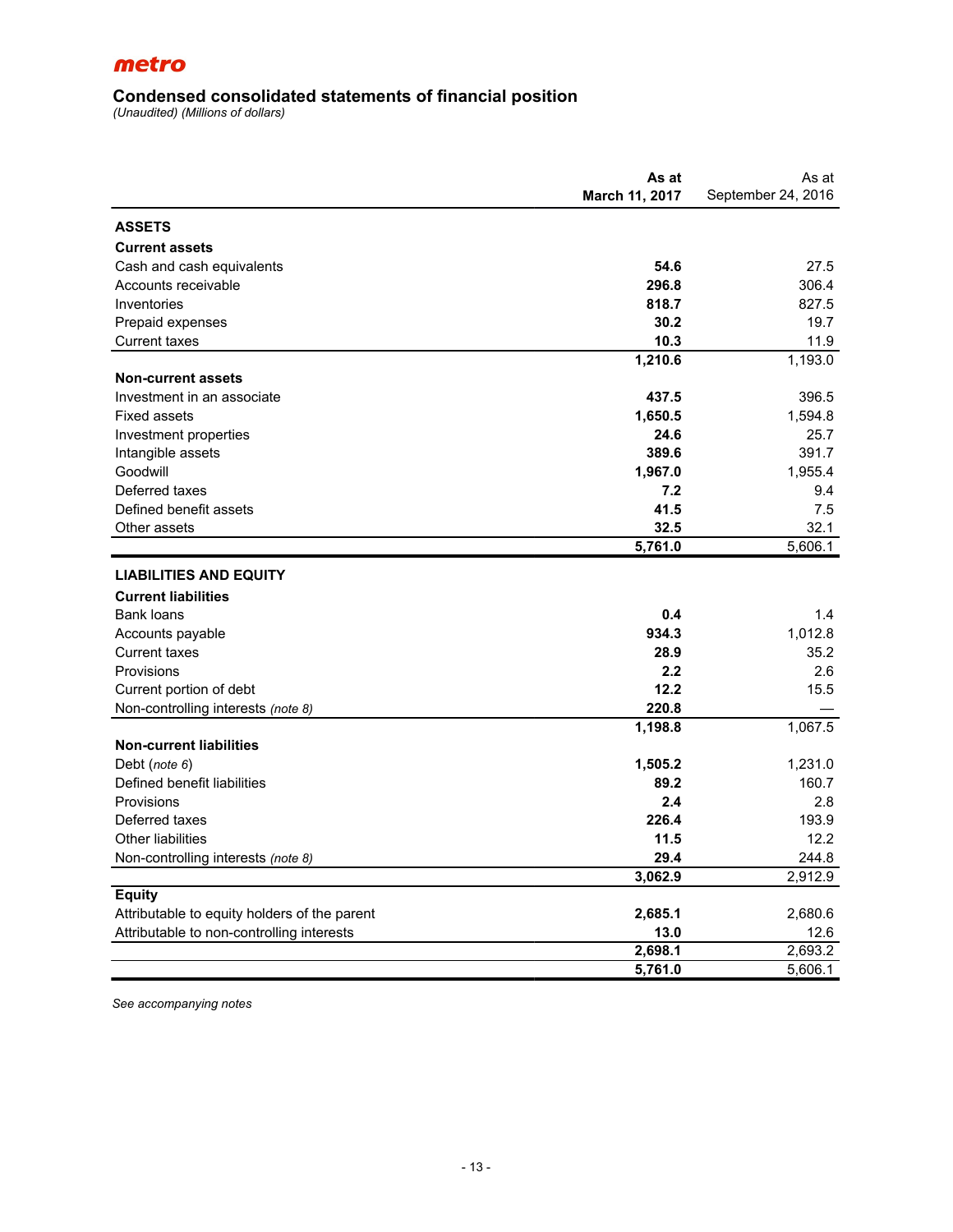**metro**

## Condensed consolidated statements of financial position

*(Unaudited) (Millions of dollars)*

| | **As at March 11, 2017** | As at September 24, 2016 |
|---|---|---|
| **ASSETS** | | |
| **Current assets** | | |
| Cash and cash equivalents | **54.6** | 27.5 |
| Accounts receivable | **296.8** | 306.4 |
| Inventories | **818.7** | 827.5 |
| Prepaid expenses | **30.2** | 19.7 |
| Current taxes | **10.3** | 11.9 |
| | **1,210.6** | 1,193.0 |
| **Non-current assets** | | |
| Investment in an associate | **437.5** | 396.5 |
| Fixed assets | **1,650.5** | 1,594.8 |
| Investment properties | **24.6** | 25.7 |
| Intangible assets | **389.6** | 391.7 |
| Goodwill | **1,967.0** | 1,955.4 |
| Deferred taxes | **7.2** | 9.4 |
| Defined benefit assets | **41.5** | 7.5 |
| Other assets | **32.5** | 32.1 |
| | **5,761.0** | 5,606.1 |
| **LIABILITIES AND EQUITY** | | |
| **Current liabilities** | | |
| Bank loans | **0.4** | 1.4 |
| Accounts payable | **934.3** | 1,012.8 |
| Current taxes | **28.9** | 35.2 |
| Provisions | **2.2** | 2.6 |
| Current portion of debt | **12.2** | 15.5 |
| Non-controlling interests *(note 8)* | **220.8** | — |
| | **1,198.8** | 1,067.5 |
| **Non-current liabilities** | | |
| Debt *(note 6)* | **1,505.2** | 1,231.0 |
| Defined benefit liabilities | **89.2** | 160.7 |
| Provisions | **2.4** | 2.8 |
| Deferred taxes | **226.4** | 193.9 |
| Other liabilities | **11.5** | 12.2 |
| Non-controlling interests *(note 8)* | **29.4** | 244.8 |
| | **3,062.9** | 2,912.9 |
| **Equity** | | |
| Attributable to equity holders of the parent | **2,685.1** | 2,680.6 |
| Attributable to non-controlling interests | **13.0** | 12.6 |
| | **2,698.1** | 2,693.2 |
| | **5,761.0** | 5,606.1 |

*See accompanying notes*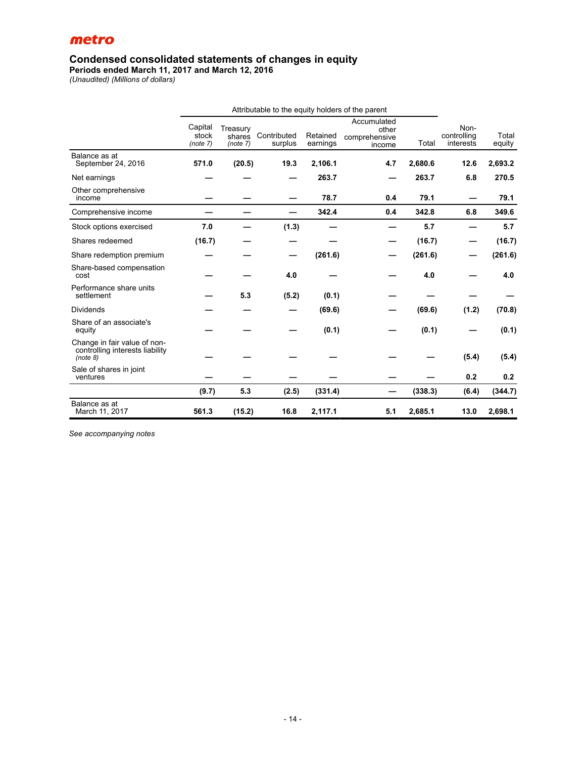**metro**

## Condensed consolidated statements of changes in equity

**Periods ended March 11, 2017 and March 12, 2016**

*(Unaudited) (Millions of dollars)*

| | Attributable to the equity holders of the parent | | | | | | | |
|---|---|---|---|---|---|---|---|---|
| | Capital stock *(note 7)* | Treasury shares *(note 7)* | Contributed surplus | Retained earnings | Accumulated other comprehensive income | Total | Non-controlling interests | Total equity |
| Balance as at September 24, 2016 | **571.0** | **(20.5)** | **19.3** | **2,106.1** | **4.7** | **2,680.6** | **12.6** | **2,693.2** |
| Net earnings | — | — | — | **263.7** | — | **263.7** | **6.8** | **270.5** |
| Other comprehensive income | — | — | — | **78.7** | **0.4** | **79.1** | — | **79.1** |
| Comprehensive income | — | — | — | **342.4** | **0.4** | **342.8** | **6.8** | **349.6** |
| Stock options exercised | **7.0** | — | **(1.3)** | — | — | **5.7** | — | **5.7** |
| Shares redeemed | **(16.7)** | — | — | — | — | **(16.7)** | — | **(16.7)** |
| Share redemption premium | — | — | — | **(261.6)** | — | **(261.6)** | — | **(261.6)** |
| Share-based compensation cost | — | — | **4.0** | — | — | **4.0** | — | **4.0** |
| Performance share units settlement | — | **5.3** | **(5.2)** | **(0.1)** | — | — | — | — |
| Dividends | — | — | — | **(69.6)** | — | **(69.6)** | **(1.2)** | **(70.8)** |
| Share of an associate's equity | — | — | — | **(0.1)** | — | **(0.1)** | — | **(0.1)** |
| Change in fair value of non-controlling interests liability *(note 8)* | — | — | — | — | — | — | **(5.4)** | **(5.4)** |
| Sale of shares in joint ventures | — | — | — | — | — | — | **0.2** | **0.2** |
| | **(9.7)** | **5.3** | **(2.5)** | **(331.4)** | — | **(338.3)** | **(6.4)** | **(344.7)** |
| Balance as at March 11, 2017 | **561.3** | **(15.2)** | **16.8** | **2,117.1** | **5.1** | **2,685.1** | **13.0** | **2,698.1** |

*See accompanying notes*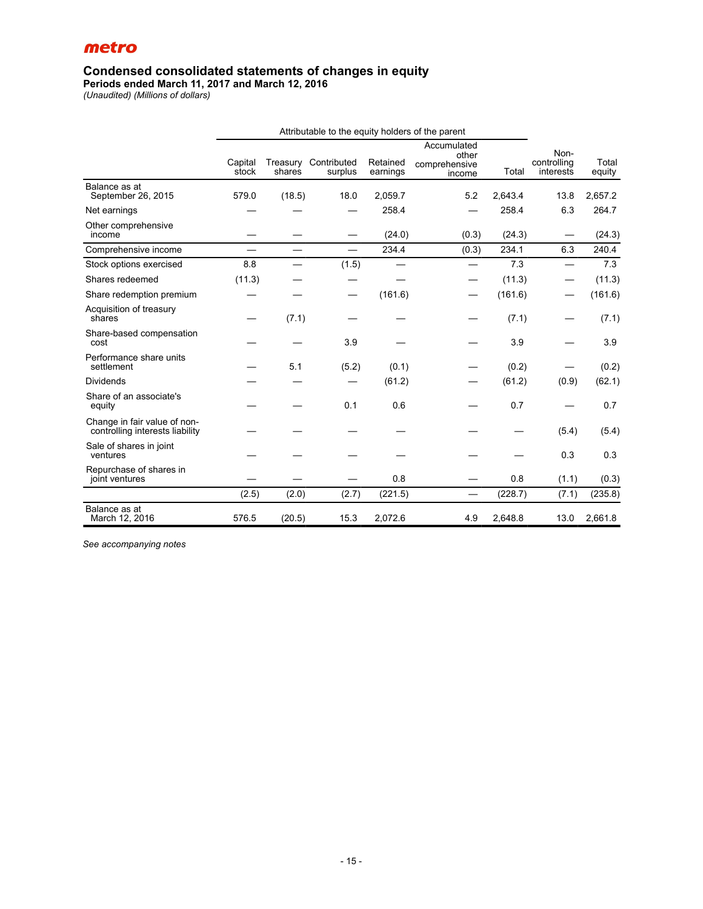**metro**

# Condensed consolidated statements of changes in equity

**Periods ended March 11, 2017 and March 12, 2016**

*(Unaudited) (Millions of dollars)*

| | Attributable to the equity holders of the parent | | | | | | | |
|---|---|---|---|---|---|---|---|---|
| | Capital stock | Treasury shares | Contributed surplus | Retained earnings | Accumulated other comprehensive income | Total | Non-controlling interests | Total equity |
| Balance as at September 26, 2015 | 579.0 | (18.5) | 18.0 | 2,059.7 | 5.2 | 2,643.4 | 13.8 | 2,657.2 |
| Net earnings | — | — | — | 258.4 | — | 258.4 | 6.3 | 264.7 |
| Other comprehensive income | — | — | — | (24.0) | (0.3) | (24.3) | — | (24.3) |
| Comprehensive income | — | — | — | 234.4 | (0.3) | 234.1 | 6.3 | 240.4 |
| Stock options exercised | 8.8 | — | (1.5) | — | — | 7.3 | — | 7.3 |
| Shares redeemed | (11.3) | — | — | — | — | (11.3) | — | (11.3) |
| Share redemption premium | — | — | — | (161.6) | — | (161.6) | — | (161.6) |
| Acquisition of treasury shares | — | (7.1) | — | — | — | (7.1) | — | (7.1) |
| Share-based compensation cost | — | — | 3.9 | — | — | 3.9 | — | 3.9 |
| Performance share units settlement | — | 5.1 | (5.2) | (0.1) | — | (0.2) | — | (0.2) |
| Dividends | — | — | — | (61.2) | — | (61.2) | (0.9) | (62.1) |
| Share of an associate's equity | — | — | 0.1 | 0.6 | — | 0.7 | — | 0.7 |
| Change in fair value of non-controlling interests liability | — | — | — | — | — | — | (5.4) | (5.4) |
| Sale of shares in joint ventures | — | — | — | — | — | — | 0.3 | 0.3 |
| Repurchase of shares in joint ventures | — | — | — | 0.8 | — | 0.8 | (1.1) | (0.3) |
| | (2.5) | (2.0) | (2.7) | (221.5) | — | (228.7) | (7.1) | (235.8) |
| Balance as at March 12, 2016 | 576.5 | (20.5) | 15.3 | 2,072.6 | 4.9 | 2,648.8 | 13.0 | 2,661.8 |

*See accompanying notes*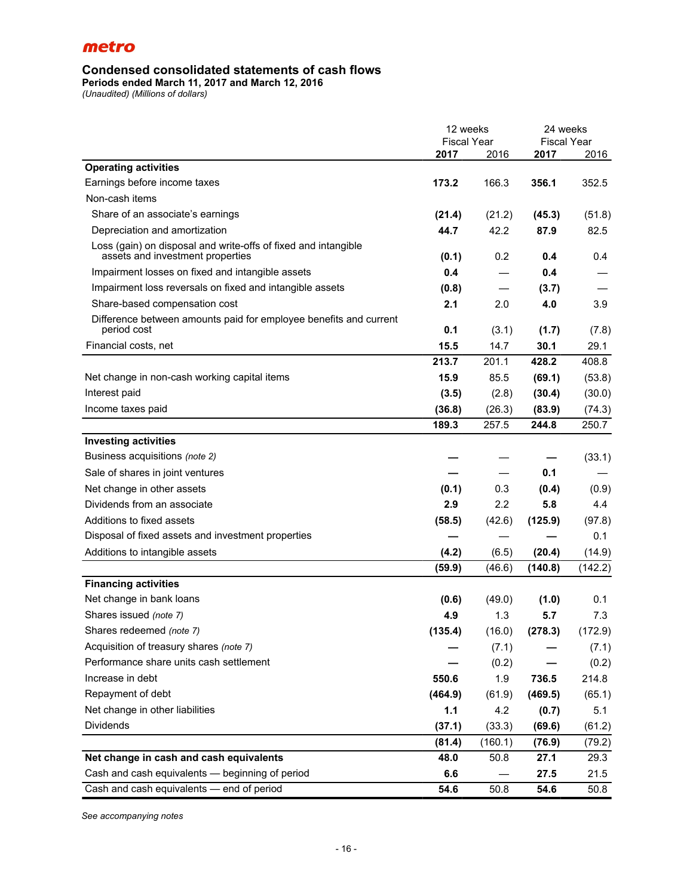metro

## Condensed consolidated statements of cash flows

**Periods ended March 11, 2017 and March 12, 2016**

*(Unaudited) (Millions of dollars)*

| | 12 weeks Fiscal Year | | 24 weeks Fiscal Year | |
|---|---|---|---|---|
| | **2017** | 2016 | **2017** | 2016 |
| **Operating activities** | | | | |
| Earnings before income taxes | **173.2** | 166.3 | **356.1** | 352.5 |
| Non-cash items | | | | |
| Share of an associate's earnings | **(21.4)** | (21.2) | **(45.3)** | (51.8) |
| Depreciation and amortization | **44.7** | 42.2 | **87.9** | 82.5 |
| Loss (gain) on disposal and write-offs of fixed and intangible assets and investment properties | **(0.1)** | 0.2 | **0.4** | 0.4 |
| Impairment losses on fixed and intangible assets | **0.4** | — | **0.4** | — |
| Impairment loss reversals on fixed and intangible assets | **(0.8)** | — | **(3.7)** | — |
| Share-based compensation cost | **2.1** | 2.0 | **4.0** | 3.9 |
| Difference between amounts paid for employee benefits and current period cost | **0.1** | (3.1) | **(1.7)** | (7.8) |
| Financial costs, net | **15.5** | 14.7 | **30.1** | 29.1 |
| | **213.7** | 201.1 | **428.2** | 408.8 |
| Net change in non-cash working capital items | **15.9** | 85.5 | **(69.1)** | (53.8) |
| Interest paid | **(3.5)** | (2.8) | **(30.4)** | (30.0) |
| Income taxes paid | **(36.8)** | (26.3) | **(83.9)** | (74.3) |
| | **189.3** | 257.5 | **244.8** | 250.7 |
| **Investing activities** | | | | |
| Business acquisitions *(note 2)* | **—** | — | **—** | (33.1) |
| Sale of shares in joint ventures | **—** | — | **0.1** | — |
| Net change in other assets | **(0.1)** | 0.3 | **(0.4)** | (0.9) |
| Dividends from an associate | **2.9** | 2.2 | **5.8** | 4.4 |
| Additions to fixed assets | **(58.5)** | (42.6) | **(125.9)** | (97.8) |
| Disposal of fixed assets and investment properties | **—** | — | **—** | 0.1 |
| Additions to intangible assets | **(4.2)** | (6.5) | **(20.4)** | (14.9) |
| | **(59.9)** | (46.6) | **(140.8)** | (142.2) |
| **Financing activities** | | | | |
| Net change in bank loans | **(0.6)** | (49.0) | **(1.0)** | 0.1 |
| Shares issued *(note 7)* | **4.9** | 1.3 | **5.7** | 7.3 |
| Shares redeemed *(note 7)* | **(135.4)** | (16.0) | **(278.3)** | (172.9) |
| Acquisition of treasury shares *(note 7)* | **—** | (7.1) | **—** | (7.1) |
| Performance share units cash settlement | **—** | (0.2) | **—** | (0.2) |
| Increase in debt | **550.6** | 1.9 | **736.5** | 214.8 |
| Repayment of debt | **(464.9)** | (61.9) | **(469.5)** | (65.1) |
| Net change in other liabilities | **1.1** | 4.2 | **(0.7)** | 5.1 |
| Dividends | **(37.1)** | (33.3) | **(69.6)** | (61.2) |
| | **(81.4)** | (160.1) | **(76.9)** | (79.2) |
| **Net change in cash and cash equivalents** | **48.0** | 50.8 | **27.1** | 29.3 |
| Cash and cash equivalents — beginning of period | **6.6** | — | **27.5** | 21.5 |
| Cash and cash equivalents — end of period | **54.6** | 50.8 | **54.6** | 50.8 |

*See accompanying notes*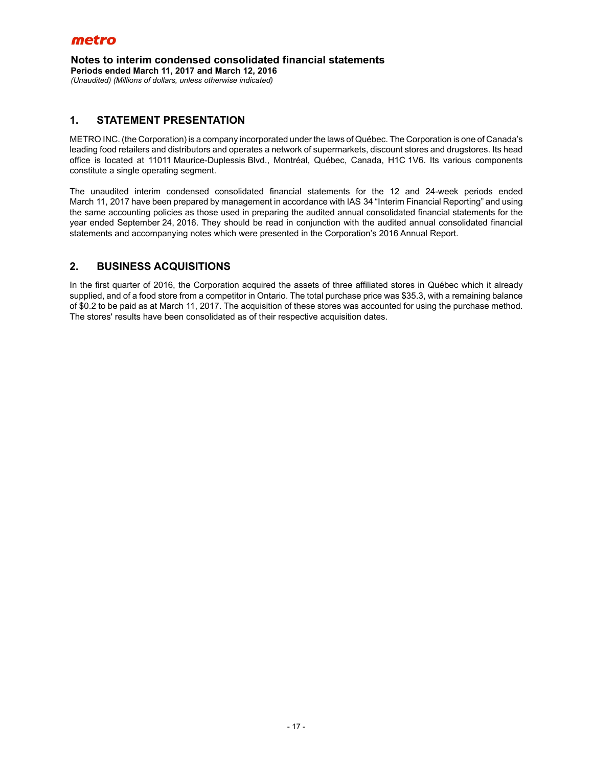**Notes to interim condensed consolidated financial statements**
**Periods ended March 11, 2017 and March 12, 2016**
*(Unaudited) (Millions of dollars, unless otherwise indicated)*

## 1. STATEMENT PRESENTATION

METRO INC. (the Corporation) is a company incorporated under the laws of Québec. The Corporation is one of Canada's leading food retailers and distributors and operates a network of supermarkets, discount stores and drugstores. Its head office is located at 11011 Maurice-Duplessis Blvd., Montréal, Québec, Canada, H1C 1V6. Its various components constitute a single operating segment.

The unaudited interim condensed consolidated financial statements for the 12 and 24-week periods ended March 11, 2017 have been prepared by management in accordance with IAS 34 "Interim Financial Reporting" and using the same accounting policies as those used in preparing the audited annual consolidated financial statements for the year ended September 24, 2016. They should be read in conjunction with the audited annual consolidated financial statements and accompanying notes which were presented in the Corporation's 2016 Annual Report.

## 2. BUSINESS ACQUISITIONS

In the first quarter of 2016, the Corporation acquired the assets of three affiliated stores in Québec which it already supplied, and of a food store from a competitor in Ontario. The total purchase price was $35.3, with a remaining balance of $0.2 to be paid as at March 11, 2017. The acquisition of these stores was accounted for using the purchase method. The stores' results have been consolidated as of their respective acquisition dates.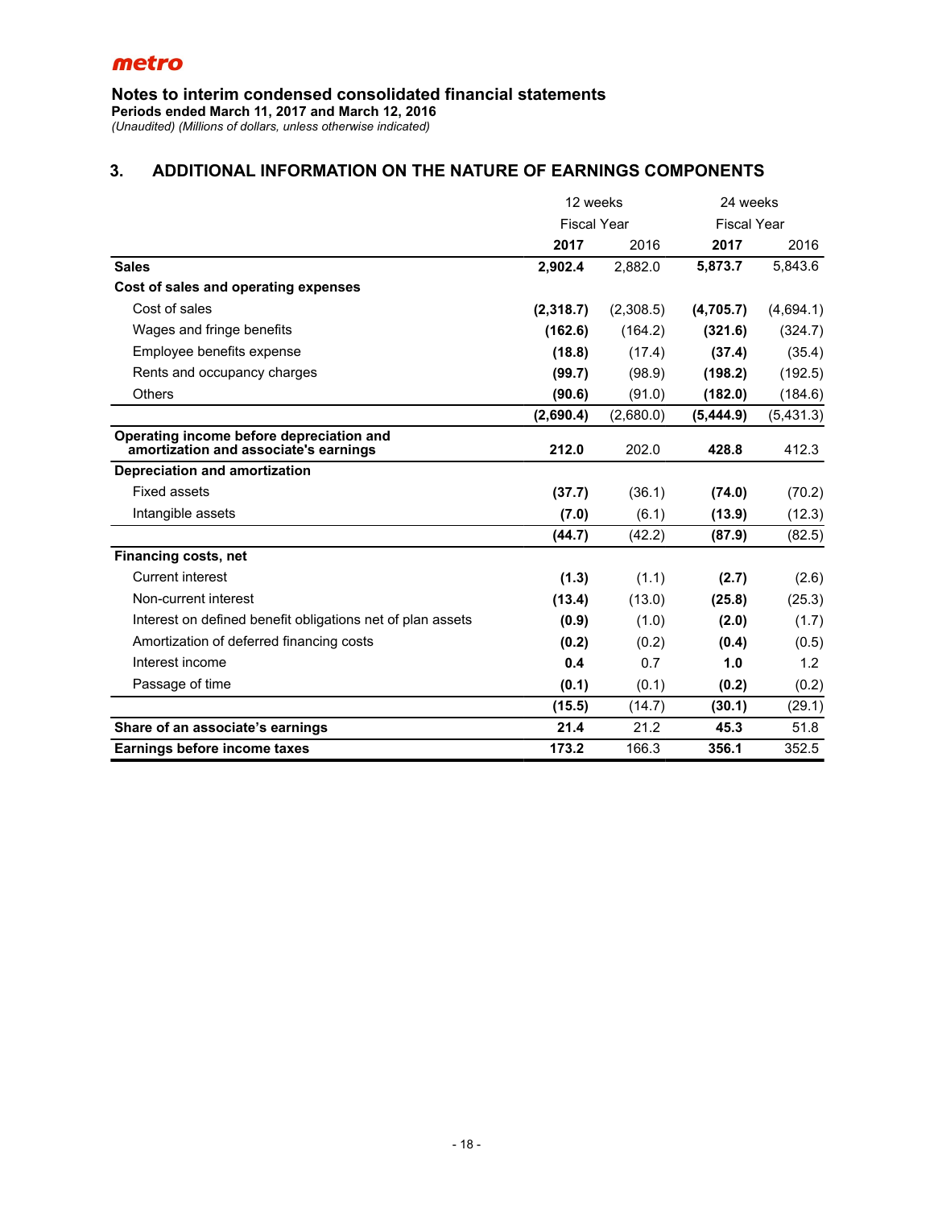## Notes to interim condensed consolidated financial statements

**Periods ended March 11, 2017 and March 12, 2016**

*(Unaudited) (Millions of dollars, unless otherwise indicated)*

## 3. ADDITIONAL INFORMATION ON THE NATURE OF EARNINGS COMPONENTS

| | 12 weeks | | 24 weeks | |
|---|---|---|---|---|
| | Fiscal Year | | Fiscal Year | |
| | **2017** | 2016 | **2017** | 2016 |
| **Sales** | **2,902.4** | 2,882.0 | **5,873.7** | 5,843.6 |
| **Cost of sales and operating expenses** | | | | |
| Cost of sales | **(2,318.7)** | (2,308.5) | **(4,705.7)** | (4,694.1) |
| Wages and fringe benefits | **(162.6)** | (164.2) | **(321.6)** | (324.7) |
| Employee benefits expense | **(18.8)** | (17.4) | **(37.4)** | (35.4) |
| Rents and occupancy charges | **(99.7)** | (98.9) | **(198.2)** | (192.5) |
| Others | **(90.6)** | (91.0) | **(182.0)** | (184.6) |
| | **(2,690.4)** | (2,680.0) | **(5,444.9)** | (5,431.3) |
| **Operating income before depreciation and amortization and associate's earnings** | **212.0** | 202.0 | **428.8** | 412.3 |
| **Depreciation and amortization** | | | | |
| Fixed assets | **(37.7)** | (36.1) | **(74.0)** | (70.2) |
| Intangible assets | **(7.0)** | (6.1) | **(13.9)** | (12.3) |
| | **(44.7)** | (42.2) | **(87.9)** | (82.5) |
| **Financing costs, net** | | | | |
| Current interest | **(1.3)** | (1.1) | **(2.7)** | (2.6) |
| Non-current interest | **(13.4)** | (13.0) | **(25.8)** | (25.3) |
| Interest on defined benefit obligations net of plan assets | **(0.9)** | (1.0) | **(2.0)** | (1.7) |
| Amortization of deferred financing costs | **(0.2)** | (0.2) | **(0.4)** | (0.5) |
| Interest income | **0.4** | 0.7 | **1.0** | 1.2 |
| Passage of time | **(0.1)** | (0.1) | **(0.2)** | (0.2) |
| | **(15.5)** | (14.7) | **(30.1)** | (29.1) |
| **Share of an associate's earnings** | **21.4** | 21.2 | **45.3** | 51.8 |
| **Earnings before income taxes** | **173.2** | 166.3 | **356.1** | 352.5 |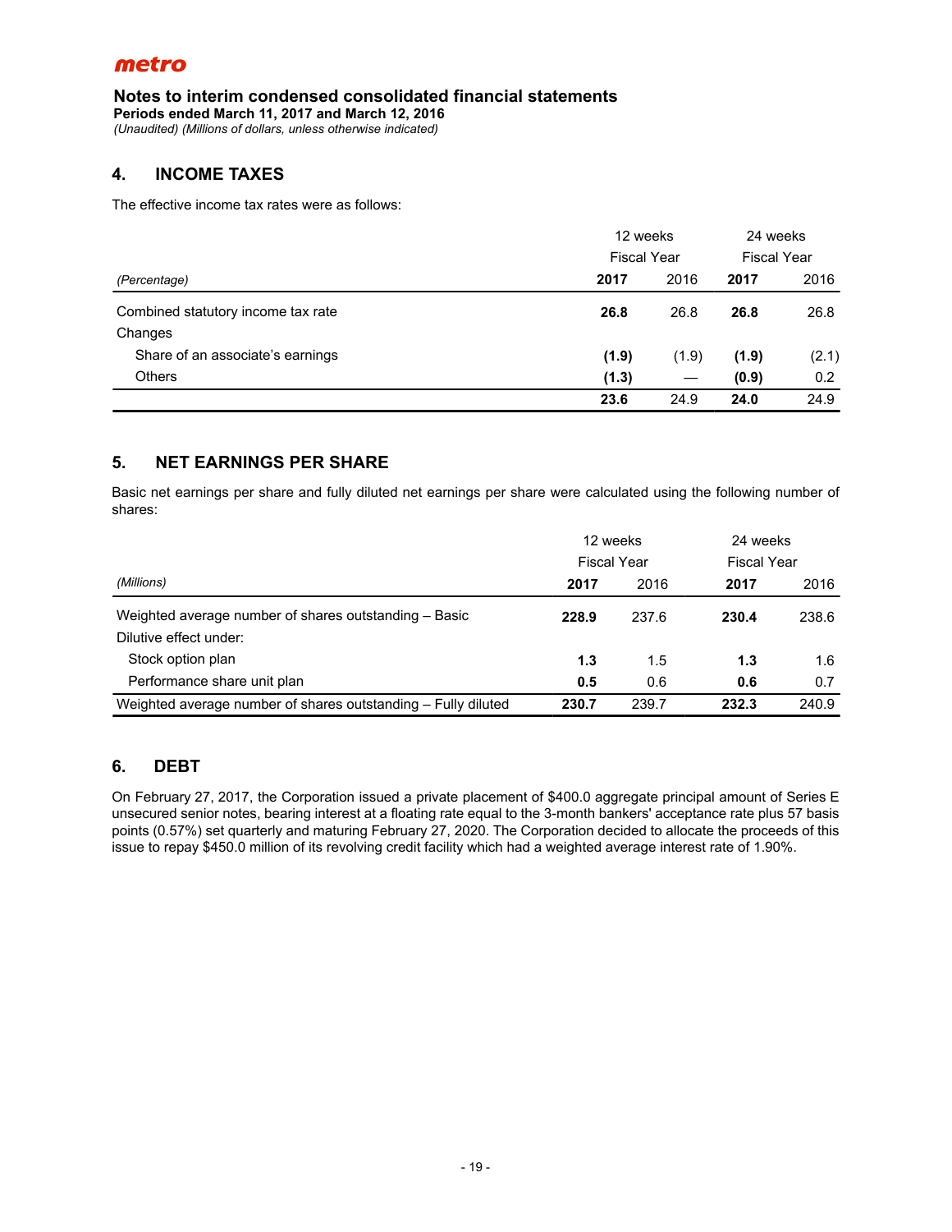**metro**

**Notes to interim condensed consolidated financial statements**
**Periods ended March 11, 2017 and March 12, 2016**
*(Unaudited) (Millions of dollars, unless otherwise indicated)*

## 4. INCOME TAXES

The effective income tax rates were as follows:

| | 12 weeks | | 24 weeks | |
|---|---|---|---|---|
| | Fiscal Year | | Fiscal Year | |
| *(Percentage)* | **2017** | 2016 | **2017** | 2016 |
| Combined statutory income tax rate | **26.8** | 26.8 | **26.8** | 26.8 |
| Changes | | | | |
| Share of an associate's earnings | **(1.9)** | (1.9) | **(1.9)** | (2.1) |
| Others | **(1.3)** | — | **(0.9)** | 0.2 |
| | **23.6** | 24.9 | **24.0** | 24.9 |

## 5. NET EARNINGS PER SHARE

Basic net earnings per share and fully diluted net earnings per share were calculated using the following number of shares:

| | 12 weeks | | 24 weeks | |
|---|---|---|---|---|
| | Fiscal Year | | Fiscal Year | |
| *(Millions)* | **2017** | 2016 | **2017** | 2016 |
| Weighted average number of shares outstanding – Basic | **228.9** | 237.6 | **230.4** | 238.6 |
| Dilutive effect under: | | | | |
| Stock option plan | **1.3** | 1.5 | **1.3** | 1.6 |
| Performance share unit plan | **0.5** | 0.6 | **0.6** | 0.7 |
| Weighted average number of shares outstanding – Fully diluted | **230.7** | 239.7 | **232.3** | 240.9 |

## 6. DEBT

On February 27, 2017, the Corporation issued a private placement of $400.0 aggregate principal amount of Series E unsecured senior notes, bearing interest at a floating rate equal to the 3-month bankers' acceptance rate plus 57 basis points (0.57%) set quarterly and maturing February 27, 2020. The Corporation decided to allocate the proceeds of this issue to repay $450.0 million of its revolving credit facility which had a weighted average interest rate of 1.90%.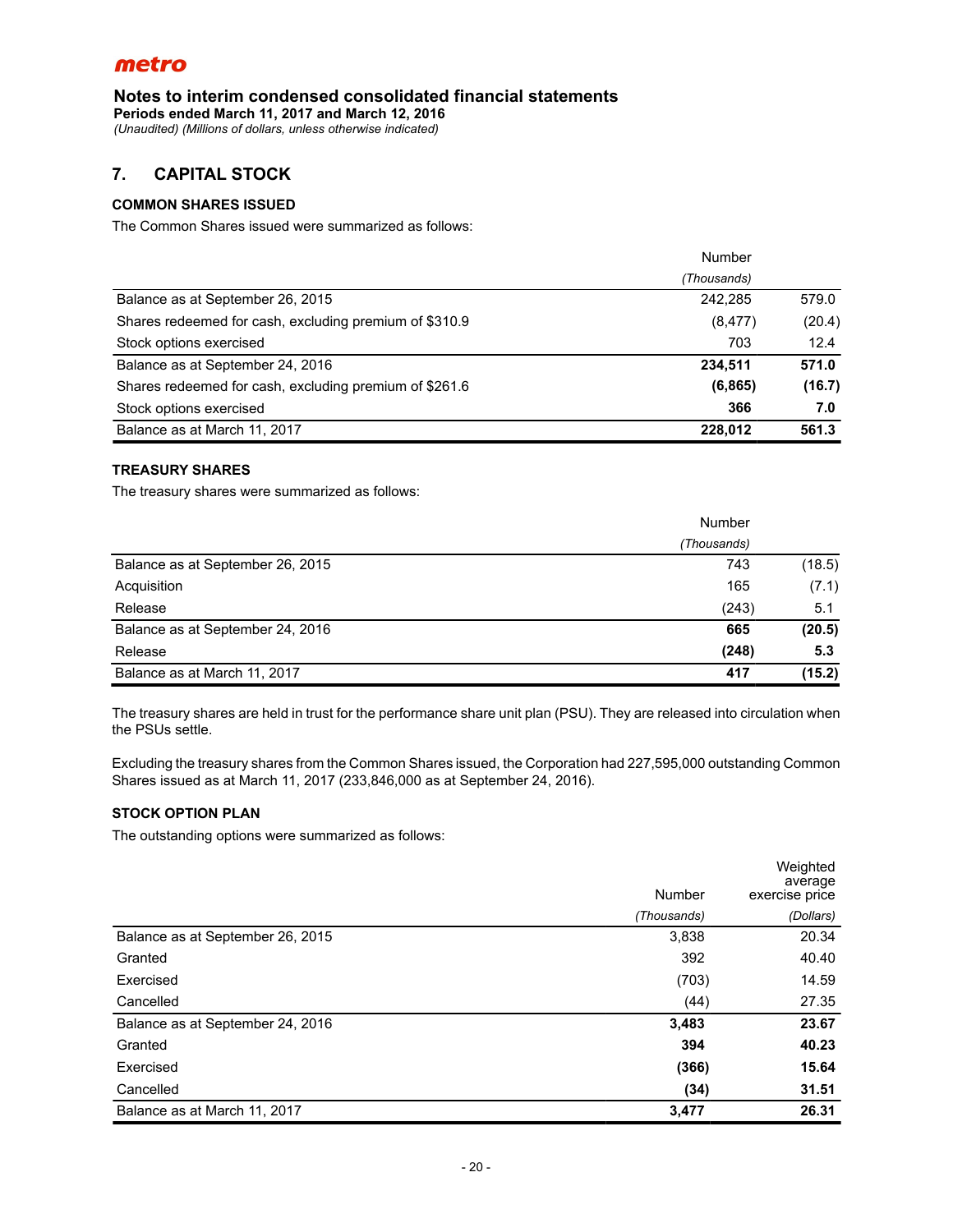**metro**

# Notes to interim condensed consolidated financial statements

**Periods ended March 11, 2017 and March 12, 2016**

*(Unaudited) (Millions of dollars, unless otherwise indicated)*

## 7. CAPITAL STOCK

### COMMON SHARES ISSUED

The Common Shares issued were summarized as follows:

| | Number | |
|---|---|---|
| | *(Thousands)* | |
| Balance as at September 26, 2015 | 242,285 | 579.0 |
| Shares redeemed for cash, excluding premium of $310.9 | (8,477) | (20.4) |
| Stock options exercised | 703 | 12.4 |
| Balance as at September 24, 2016 | **234,511** | **571.0** |
| Shares redeemed for cash, excluding premium of $261.6 | **(6,865)** | **(16.7)** |
| Stock options exercised | **366** | **7.0** |
| Balance as at March 11, 2017 | **228,012** | **561.3** |

### TREASURY SHARES

The treasury shares were summarized as follows:

| | Number | |
|---|---|---|
| | *(Thousands)* | |
| Balance as at September 26, 2015 | 743 | (18.5) |
| Acquisition | 165 | (7.1) |
| Release | (243) | 5.1 |
| Balance as at September 24, 2016 | **665** | **(20.5)** |
| Release | **(248)** | **5.3** |
| Balance as at March 11, 2017 | **417** | **(15.2)** |

The treasury shares are held in trust for the performance share unit plan (PSU). They are released into circulation when the PSUs settle.

Excluding the treasury shares from the Common Shares issued, the Corporation had 227,595,000 outstanding Common Shares issued as at March 11, 2017 (233,846,000 as at September 24, 2016).

### STOCK OPTION PLAN

The outstanding options were summarized as follows:

| | Number | Weighted average exercise price |
|---|---|---|
| | *(Thousands)* | *(Dollars)* |
| Balance as at September 26, 2015 | 3,838 | 20.34 |
| Granted | 392 | 40.40 |
| Exercised | (703) | 14.59 |
| Cancelled | (44) | 27.35 |
| Balance as at September 24, 2016 | **3,483** | **23.67** |
| Granted | **394** | **40.23** |
| Exercised | **(366)** | **15.64** |
| Cancelled | **(34)** | **31.51** |
| Balance as at March 11, 2017 | **3,477** | **26.31** |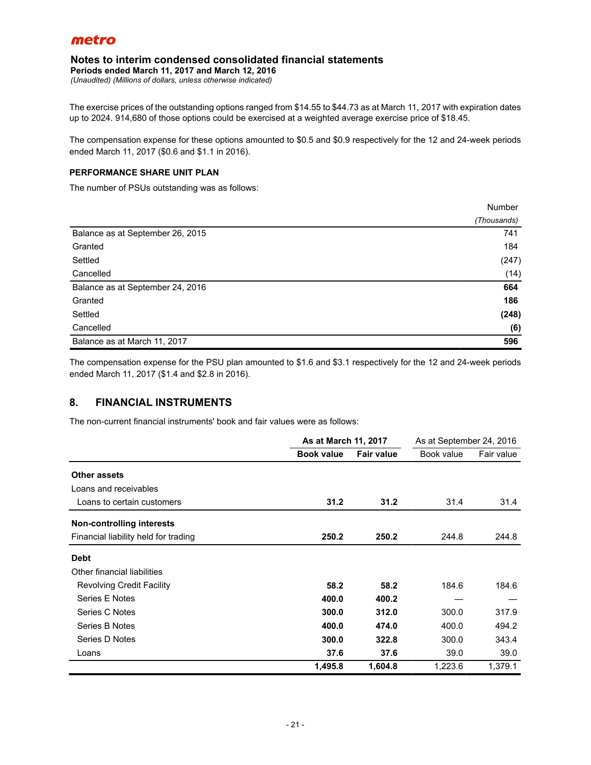The exercise prices of the outstanding options ranged from $14.55 to $44.73 as at March 11, 2017 with expiration dates up to 2024. 914,680 of those options could be exercised at a weighted average exercise price of $18.45.

The compensation expense for these options amounted to $0.5 and $0.9 respectively for the 12 and 24-week periods ended March 11, 2017 ($0.6 and $1.1 in 2016).

**PERFORMANCE SHARE UNIT PLAN**

The number of PSUs outstanding was as follows:

| | Number |
|---|---|
| | *(Thousands)* |
| Balance as at September 26, 2015 | 741 |
| Granted | 184 |
| Settled | (247) |
| Cancelled | (14) |
| Balance as at September 24, 2016 | **664** |
| Granted | **186** |
| Settled | **(248)** |
| Cancelled | **(6)** |
| Balance as at March 11, 2017 | **596** |

The compensation expense for the PSU plan amounted to $1.6 and $3.1 respectively for the 12 and 24-week periods ended March 11, 2017 ($1.4 and $2.8 in 2016).

## 8. FINANCIAL INSTRUMENTS

The non-current financial instruments' book and fair values were as follows:

| | **As at March 11, 2017** | | As at September 24, 2016 | |
|---|---|---|---|---|
| | **Book value** | **Fair value** | Book value | Fair value |
| **Other assets** | | | | |
| Loans and receivables | | | | |
| Loans to certain customers | **31.2** | **31.2** | 31.4 | 31.4 |
| **Non-controlling interests** | | | | |
| Financial liability held for trading | **250.2** | **250.2** | 244.8 | 244.8 |
| **Debt** | | | | |
| Other financial liabilities | | | | |
| Revolving Credit Facility | **58.2** | **58.2** | 184.6 | 184.6 |
| Series E Notes | **400.0** | **400.2** | — | — |
| Series C Notes | **300.0** | **312.0** | 300.0 | 317.9 |
| Series B Notes | **400.0** | **474.0** | 400.0 | 494.2 |
| Series D Notes | **300.0** | **322.8** | 300.0 | 343.4 |
| Loans | **37.6** | **37.6** | 39.0 | 39.0 |
| | **1,495.8** | **1,604.8** | 1,223.6 | 1,379.1 |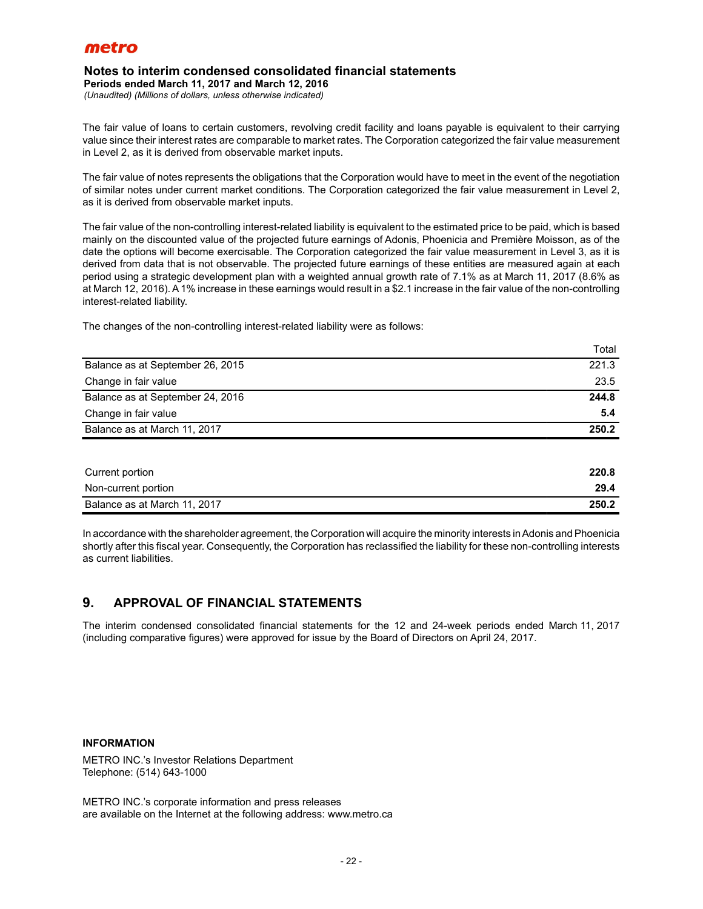The fair value of loans to certain customers, revolving credit facility and loans payable is equivalent to their carrying value since their interest rates are comparable to market rates. The Corporation categorized the fair value measurement in Level 2, as it is derived from observable market inputs.

The fair value of notes represents the obligations that the Corporation would have to meet in the event of the negotiation of similar notes under current market conditions. The Corporation categorized the fair value measurement in Level 2, as it is derived from observable market inputs.

The fair value of the non-controlling interest-related liability is equivalent to the estimated price to be paid, which is based mainly on the discounted value of the projected future earnings of Adonis, Phoenicia and Première Moisson, as of the date the options will become exercisable. The Corporation categorized the fair value measurement in Level 3, as it is derived from data that is not observable. The projected future earnings of these entities are measured again at each period using a strategic development plan with a weighted annual growth rate of 7.1% as at March 11, 2017 (8.6% as at March 12, 2016). A 1% increase in these earnings would result in a $2.1 increase in the fair value of the non-controlling interest-related liability.

The changes of the non-controlling interest-related liability were as follows:

| | Total |
|---|---|
| Balance as at September 26, 2015 | 221.3 |
| Change in fair value | 23.5 |
| Balance as at September 24, 2016 | **244.8** |
| Change in fair value | **5.4** |
| Balance as at March 11, 2017 | **250.2** |

| | |
|---|---|
| Current portion | **220.8** |
| Non-current portion | **29.4** |
| Balance as at March 11, 2017 | **250.2** |

In accordance with the shareholder agreement, the Corporation will acquire the minority interests in Adonis and Phoenicia shortly after this fiscal year. Consequently, the Corporation has reclassified the liability for these non-controlling interests as current liabilities.

## 9. APPROVAL OF FINANCIAL STATEMENTS

The interim condensed consolidated financial statements for the 12 and 24-week periods ended March 11, 2017 (including comparative figures) were approved for issue by the Board of Directors on April 24, 2017.

**INFORMATION**

METRO INC.'s Investor Relations Department
Telephone: (514) 643-1000

METRO INC.'s corporate information and press releases
are available on the Internet at the following address: www.metro.ca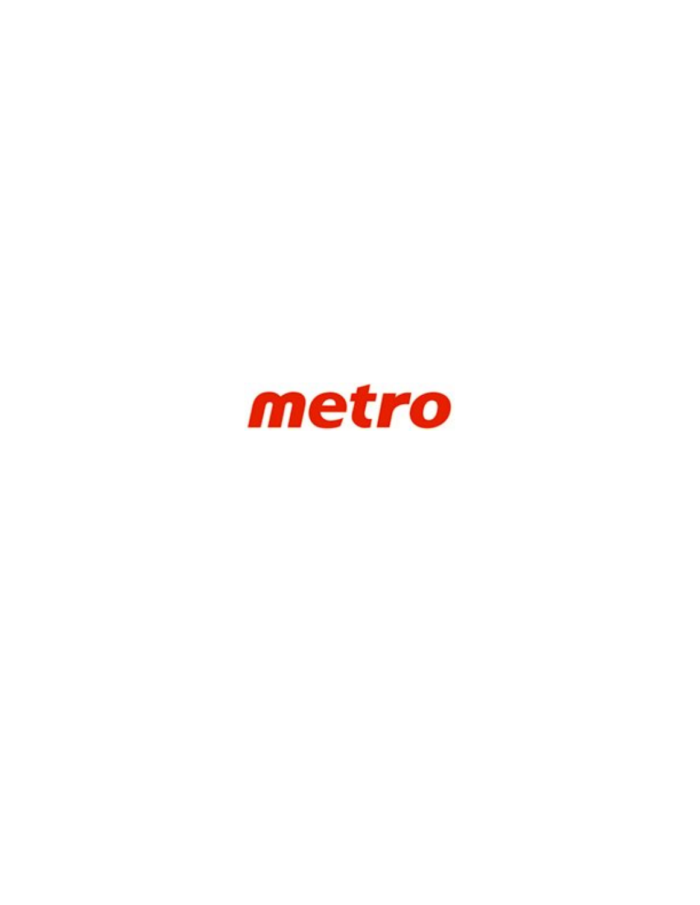metro